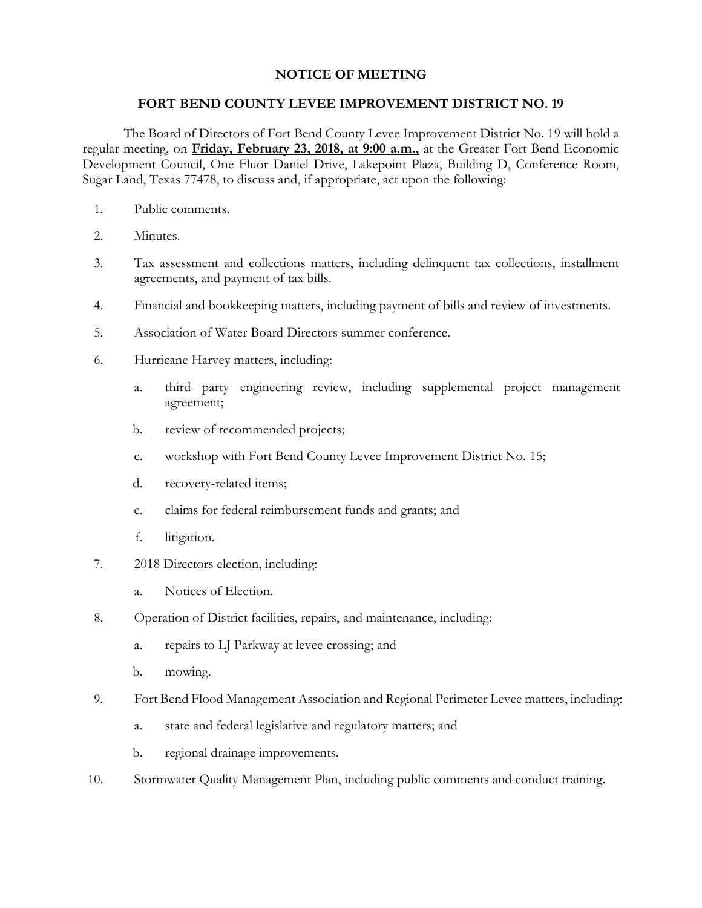# NOTICE OF MEETING

## FORT BEND COUNTY LEVEE IMPROVEMENT DISTRICT NO. 19

The Board of Directors of Fort Bend County Levee Improvement District No. 19 will hold a regular meeting, on **Friday, February 23, 2018, at 9:00 a.m.,** at the Greater Fort Bend Economic Development Council, One Fluor Daniel Drive, Lakepoint Plaza, Building D, Conference Room, Sugar Land, Texas 77478, to discuss and, if appropriate, act upon the following:

1. Public comments.
2. Minutes.
3. Tax assessment and collections matters, including delinquent tax collections, installment agreements, and payment of tax bills.
4. Financial and bookkeeping matters, including payment of bills and review of investments.
5. Association of Water Board Directors summer conference.
6. Hurricane Harvey matters, including:
   a. third party engineering review, including supplemental project management agreement;
   b. review of recommended projects;
   c. workshop with Fort Bend County Levee Improvement District No. 15;
   d. recovery-related items;
   e. claims for federal reimbursement funds and grants; and
   f. litigation.
7. 2018 Directors election, including:
   a. Notices of Election.
8. Operation of District facilities, repairs, and maintenance, including:
   a. repairs to LJ Parkway at levee crossing; and
   b. mowing.
9. Fort Bend Flood Management Association and Regional Perimeter Levee matters, including:
   a. state and federal legislative and regulatory matters; and
   b. regional drainage improvements.
10. Stormwater Quality Management Plan, including public comments and conduct training.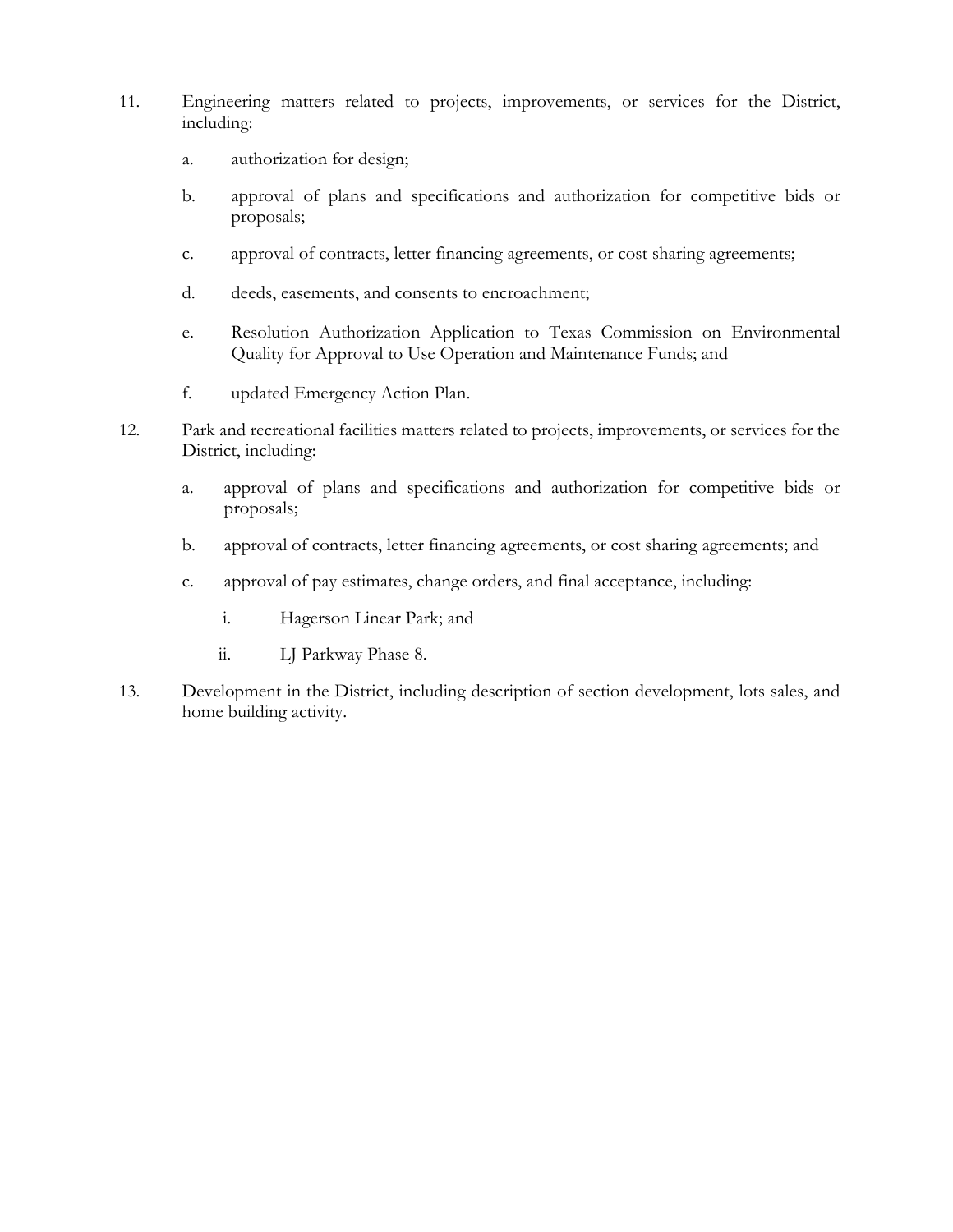11. Engineering matters related to projects, improvements, or services for the District, including:

    a. authorization for design;

    b. approval of plans and specifications and authorization for competitive bids or proposals;

    c. approval of contracts, letter financing agreements, or cost sharing agreements;

    d. deeds, easements, and consents to encroachment;

    e. Resolution Authorization Application to Texas Commission on Environmental Quality for Approval to Use Operation and Maintenance Funds; and

    f. updated Emergency Action Plan.

12. Park and recreational facilities matters related to projects, improvements, or services for the District, including:

    a. approval of plans and specifications and authorization for competitive bids or proposals;

    b. approval of contracts, letter financing agreements, or cost sharing agreements; and

    c. approval of pay estimates, change orders, and final acceptance, including:

        i. Hagerson Linear Park; and

        ii. LJ Parkway Phase 8.

13. Development in the District, including description of section development, lots sales, and home building activity.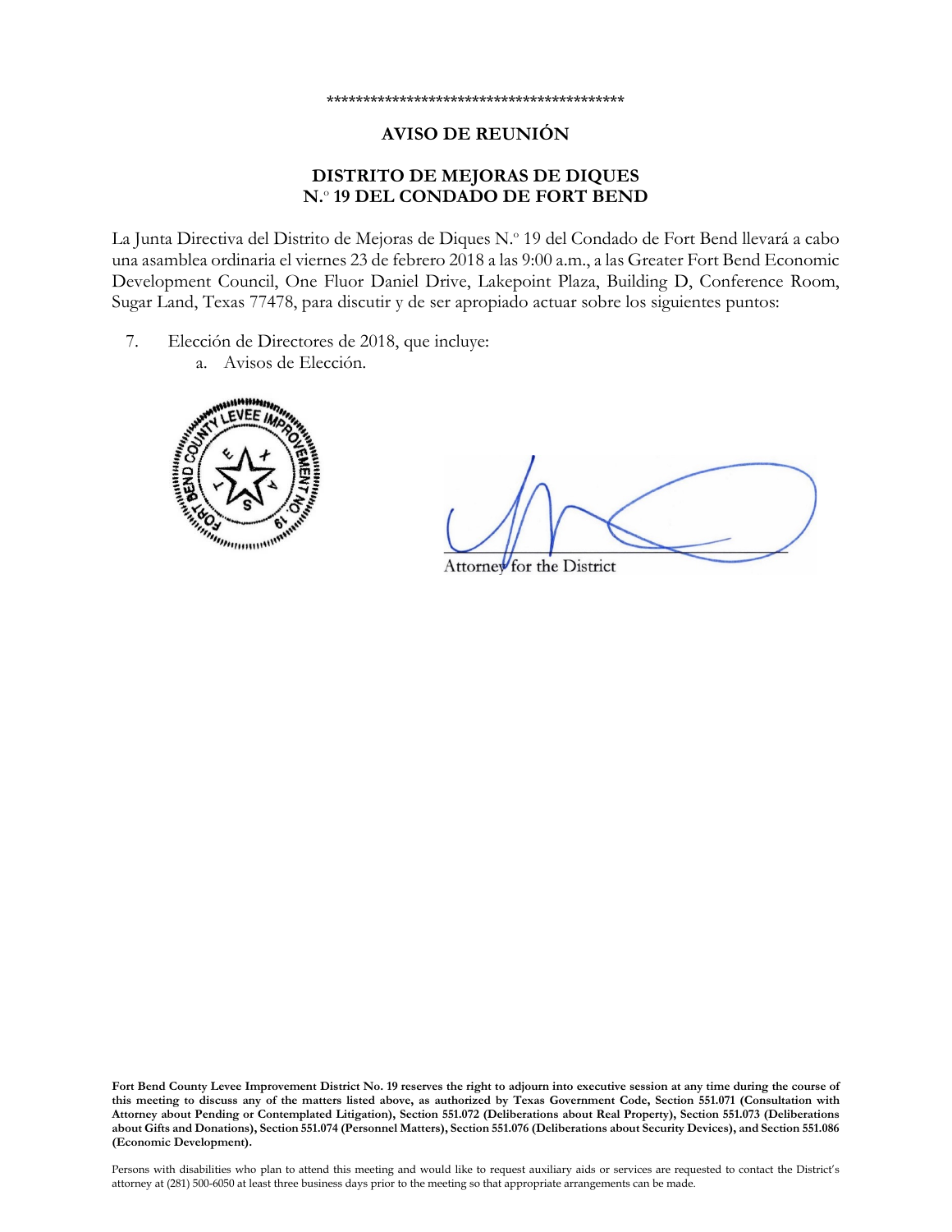\*\*\*\*\*\*\*\*\*\*\*\*\*\*\*\*\*\*\*\*\*\*\*\*\*\*\*\*\*\*\*\*\*\*\*\*\*\*\*\*\*\*

## AVISO DE REUNIÓN

## DISTRITO DE MEJORAS DE DIQUES N.º 19 DEL CONDADO DE FORT BEND

La Junta Directiva del Distrito de Mejoras de Diques N.º 19 del Condado de Fort Bend llevará a cabo una asamblea ordinaria el viernes 23 de febrero 2018 a las 9:00 a.m., a las Greater Fort Bend Economic Development Council, One Fluor Daniel Drive, Lakepoint Plaza, Building D, Conference Room, Sugar Land, Texas 77478, para discutir y de ser apropiado actuar sobre los siguientes puntos:

7. Elección de Directores de 2018, que incluye:
   a. Avisos de Elección.

FORT BEND COUNTY LEVEE IMPROVEMENT NO. 19 TEXAS

Attorney for the District

**Fort Bend County Levee Improvement District No. 19 reserves the right to adjourn into executive session at any time during the course of this meeting to discuss any of the matters listed above, as authorized by Texas Government Code, Section 551.071 (Consultation with Attorney about Pending or Contemplated Litigation), Section 551.072 (Deliberations about Real Property), Section 551.073 (Deliberations about Gifts and Donations), Section 551.074 (Personnel Matters), Section 551.076 (Deliberations about Security Devices), and Section 551.086 (Economic Development).**

Persons with disabilities who plan to attend this meeting and would like to request auxiliary aids or services are requested to contact the District's attorney at (281) 500-6050 at least three business days prior to the meeting so that appropriate arrangements can be made.